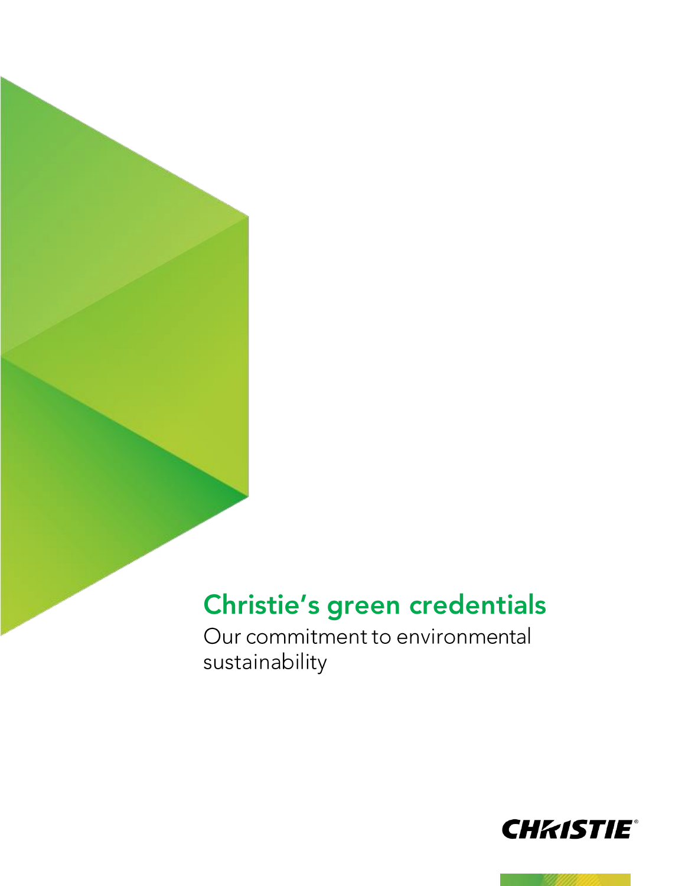# Christie's green credentials

Our commitment to environmental sustainability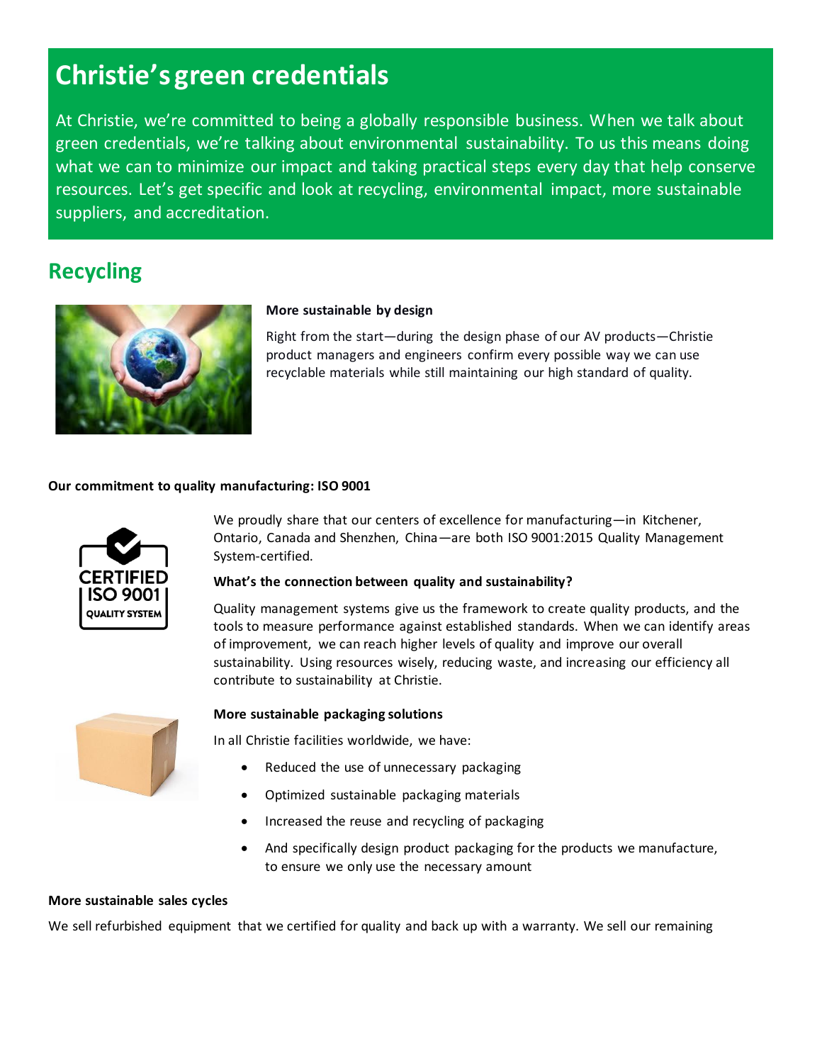# Christie's green credentials

At Christie, we're committed to being a globally responsible business. When we talk about green credentials, we're talking about environmental sustainability. To us this means doing what we can to minimize our impact and taking practical steps every day that help conserve resources. Let's get specific and look at recycling, environmental impact, more sustainable suppliers, and accreditation.

## Recycling

**More sustainable by design**

Right from the start—during the design phase of our AV products—Christie product managers and engineers confirm every possible way we can use recyclable materials while still maintaining our high standard of quality.

**Our commitment to quality manufacturing: ISO 9001**

We proudly share that our centers of excellence for manufacturing—in Kitchener, Ontario, Canada and Shenzhen, China—are both ISO 9001:2015 Quality Management System-certified.

**What's the connection between quality and sustainability?**

Quality management systems give us the framework to create quality products, and the tools to measure performance against established standards. When we can identify areas of improvement, we can reach higher levels of quality and improve our overall sustainability. Using resources wisely, reducing waste, and increasing our efficiency all contribute to sustainability at Christie.

**More sustainable packaging solutions**

In all Christie facilities worldwide, we have:

- Reduced the use of unnecessary packaging
- Optimized sustainable packaging materials
- Increased the reuse and recycling of packaging
- And specifically design product packaging for the products we manufacture, to ensure we only use the necessary amount

**More sustainable sales cycles**

We sell refurbished equipment that we certified for quality and back up with a warranty. We sell our remaining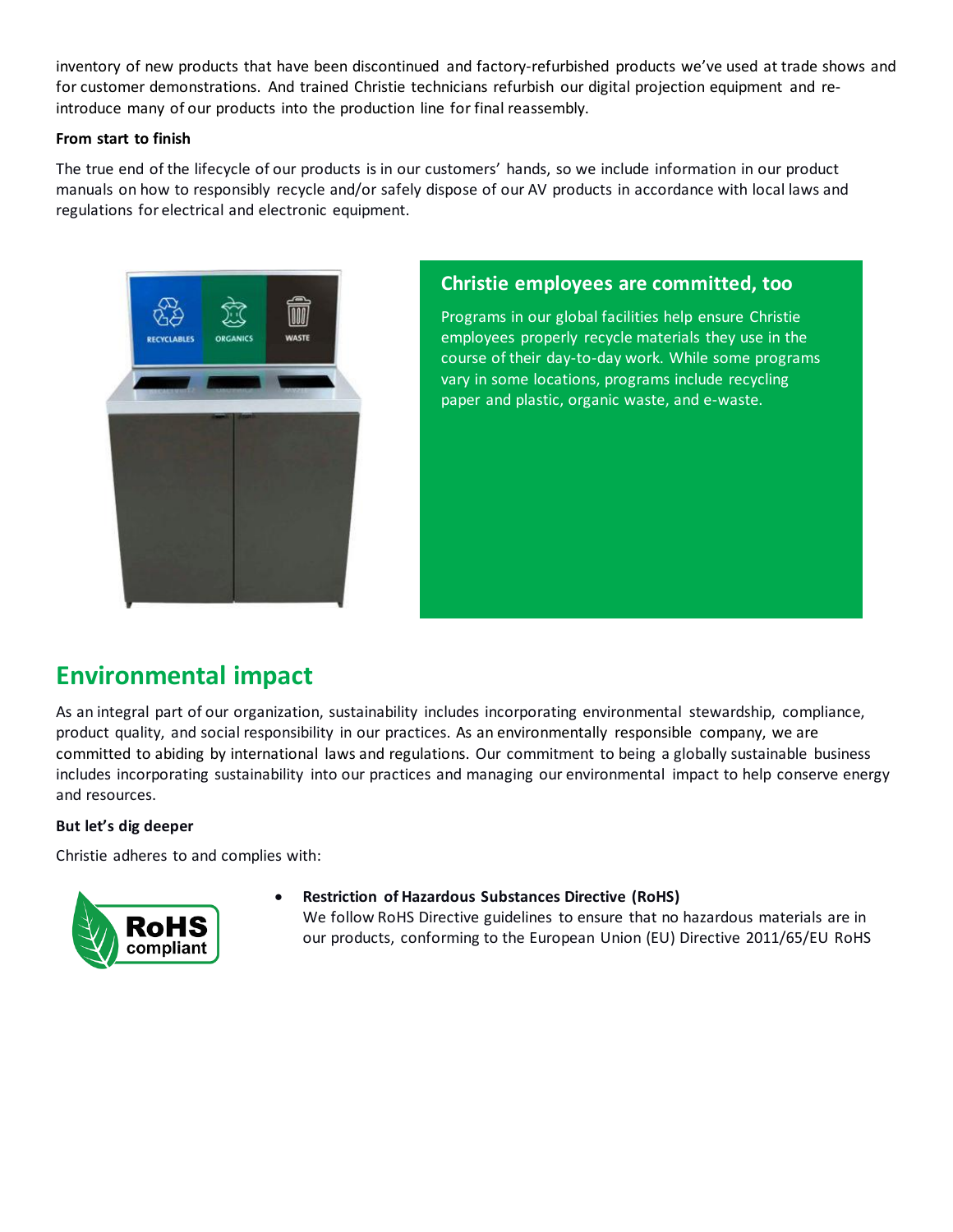inventory of new products that have been discontinued and factory-refurbished products we've used at trade shows and for customer demonstrations. And trained Christie technicians refurbish our digital projection equipment and re-introduce many of our products into the production line for final reassembly.

**From start to finish**

The true end of the lifecycle of our products is in our customers' hands, so we include information in our product manuals on how to responsibly recycle and/or safely dispose of our AV products in accordance with local laws and regulations for electrical and electronic equipment.

### Christie employees are committed, too

Programs in our global facilities help ensure Christie employees properly recycle materials they use in the course of their day-to-day work. While some programs vary in some locations, programs include recycling paper and plastic, organic waste, and e-waste.

## Environmental impact

As an integral part of our organization, sustainability includes incorporating environmental stewardship, compliance, product quality, and social responsibility in our practices. As an environmentally responsible company, we are committed to abiding by international laws and regulations. Our commitment to being a globally sustainable business includes incorporating sustainability into our practices and managing our environmental impact to help conserve energy and resources.

**But let's dig deeper**

Christie adheres to and complies with:

- **Restriction of Hazardous Substances Directive (RoHS)**
  We follow RoHS Directive guidelines to ensure that no hazardous materials are in our products, conforming to the European Union (EU) Directive 2011/65/EU RoHS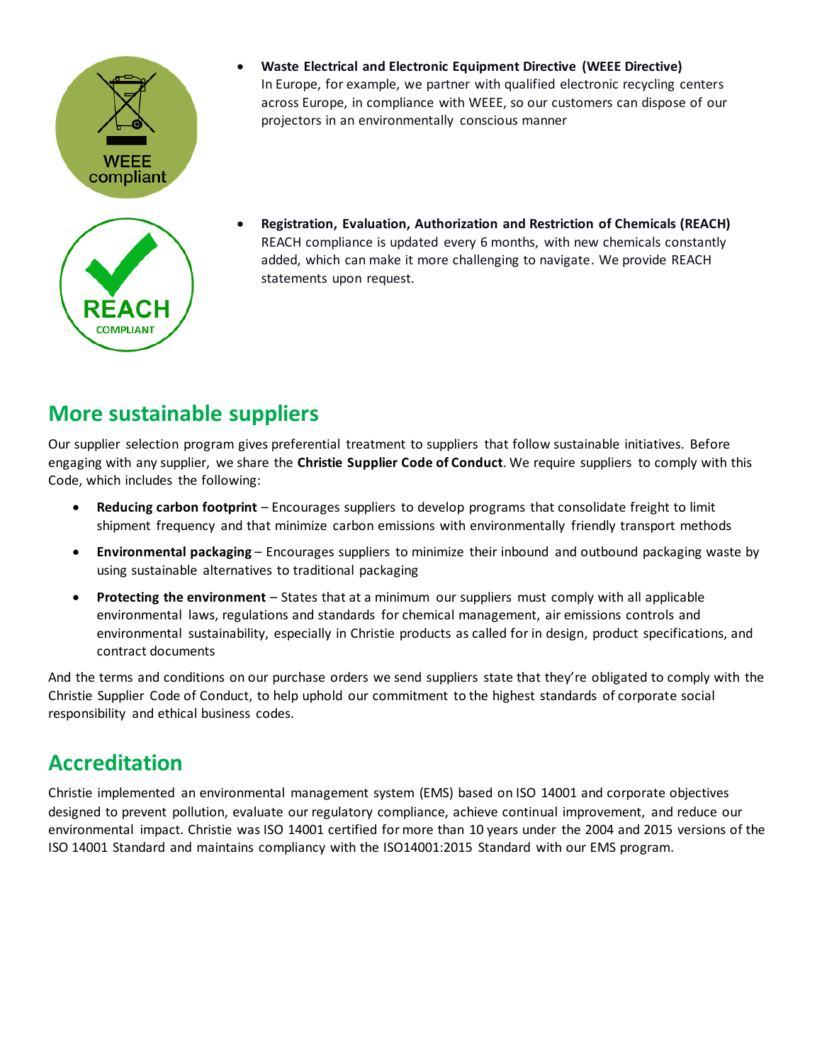- **Waste Electrical and Electronic Equipment Directive (WEEE Directive)**
  In Europe, for example, we partner with qualified electronic recycling centers across Europe, in compliance with WEEE, so our customers can dispose of our projectors in an environmentally conscious manner

- **Registration, Evaluation, Authorization and Restriction of Chemicals (REACH)**
  REACH compliance is updated every 6 months, with new chemicals constantly added, which can make it more challenging to navigate. We provide REACH statements upon request.

## More sustainable suppliers

Our supplier selection program gives preferential treatment to suppliers that follow sustainable initiatives. Before engaging with any supplier, we share the **Christie Supplier Code of Conduct**. We require suppliers to comply with this Code, which includes the following:

- **Reducing carbon footprint** – Encourages suppliers to develop programs that consolidate freight to limit shipment frequency and that minimize carbon emissions with environmentally friendly transport methods
- **Environmental packaging** – Encourages suppliers to minimize their inbound and outbound packaging waste by using sustainable alternatives to traditional packaging
- **Protecting the environment** – States that at a minimum our suppliers must comply with all applicable environmental laws, regulations and standards for chemical management, air emissions controls and environmental sustainability, especially in Christie products as called for in design, product specifications, and contract documents

And the terms and conditions on our purchase orders we send suppliers state that they're obligated to comply with the Christie Supplier Code of Conduct, to help uphold our commitment to the highest standards of corporate social responsibility and ethical business codes.

## Accreditation

Christie implemented an environmental management system (EMS) based on ISO 14001 and corporate objectives designed to prevent pollution, evaluate our regulatory compliance, achieve continual improvement, and reduce our environmental impact. Christie was ISO 14001 certified for more than 10 years under the 2004 and 2015 versions of the ISO 14001 Standard and maintains compliancy with the ISO14001:2015 Standard with our EMS program.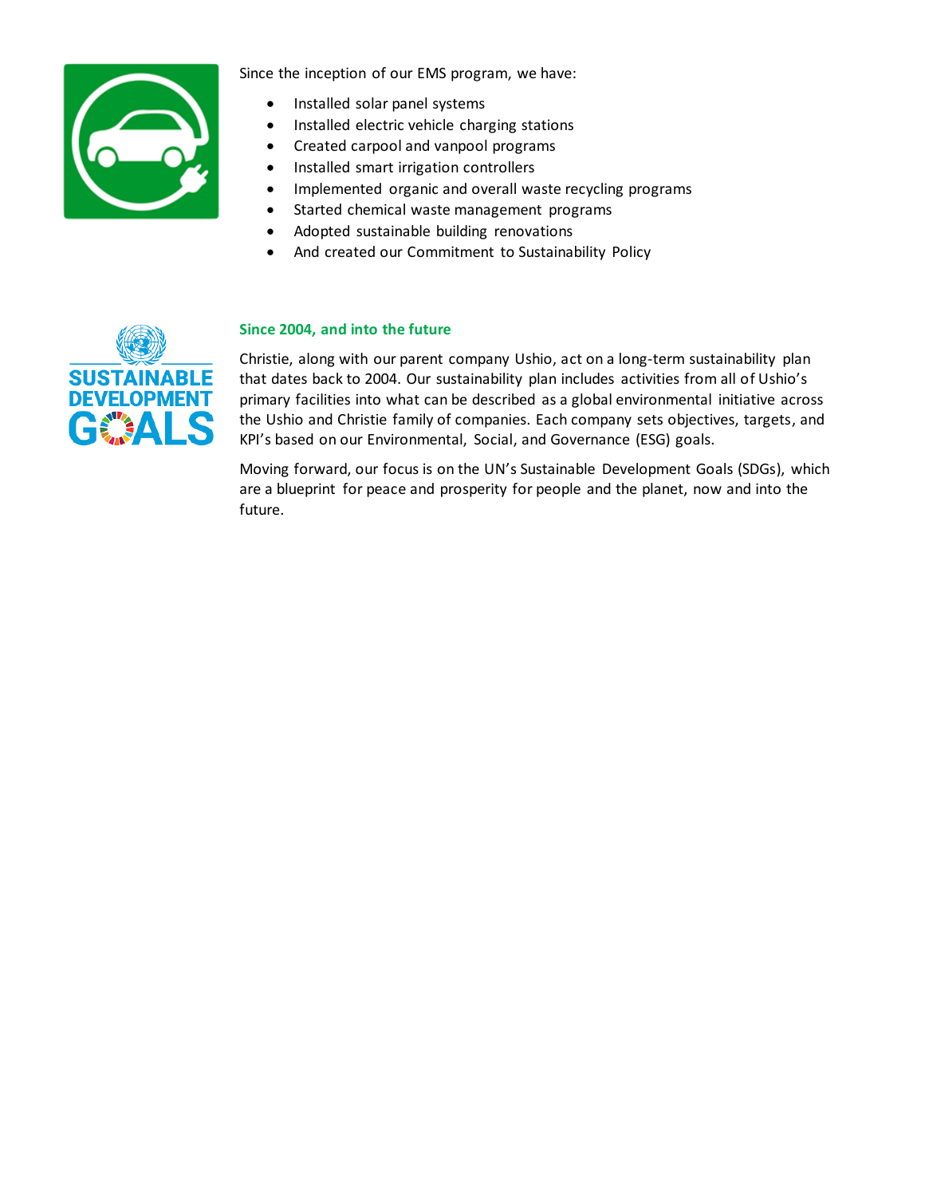Since the inception of our EMS program, we have:

- Installed solar panel systems
- Installed electric vehicle charging stations
- Created carpool and vanpool programs
- Installed smart irrigation controllers
- Implemented organic and overall waste recycling programs
- Started chemical waste management programs
- Adopted sustainable building renovations
- And created our Commitment to Sustainability Policy

## Since 2004, and into the future

Christie, along with our parent company Ushio, act on a long-term sustainability plan that dates back to 2004. Our sustainability plan includes activities from all of Ushio's primary facilities into what can be described as a global environmental initiative across the Ushio and Christie family of companies. Each company sets objectives, targets, and KPI's based on our Environmental, Social, and Governance (ESG) goals.

Moving forward, our focus is on the UN's Sustainable Development Goals (SDGs), which are a blueprint for peace and prosperity for people and the planet, now and into the future.